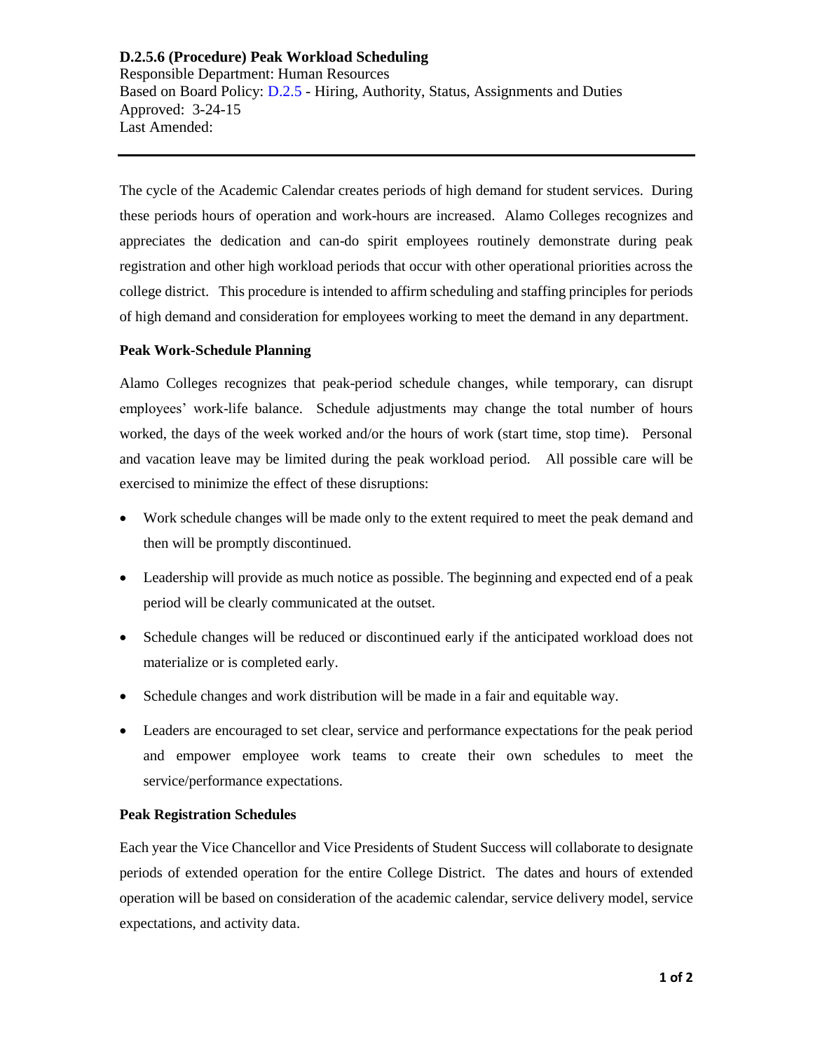**D.2.5.6 (Procedure) Peak Workload Scheduling**

Responsible Department: Human Resources

Based on Board Policy: D.2.5 - Hiring, Authority, Status, Assignments and Duties

Approved: 3-24-15

Last Amended:

---

The cycle of the Academic Calendar creates periods of high demand for student services. During these periods hours of operation and work-hours are increased. Alamo Colleges recognizes and appreciates the dedication and can-do spirit employees routinely demonstrate during peak registration and other high workload periods that occur with other operational priorities across the college district. This procedure is intended to affirm scheduling and staffing principles for periods of high demand and consideration for employees working to meet the demand in any department.

**Peak Work-Schedule Planning**

Alamo Colleges recognizes that peak-period schedule changes, while temporary, can disrupt employees' work-life balance. Schedule adjustments may change the total number of hours worked, the days of the week worked and/or the hours of work (start time, stop time). Personal and vacation leave may be limited during the peak workload period. All possible care will be exercised to minimize the effect of these disruptions:

- Work schedule changes will be made only to the extent required to meet the peak demand and then will be promptly discontinued.
- Leadership will provide as much notice as possible. The beginning and expected end of a peak period will be clearly communicated at the outset.
- Schedule changes will be reduced or discontinued early if the anticipated workload does not materialize or is completed early.
- Schedule changes and work distribution will be made in a fair and equitable way.
- Leaders are encouraged to set clear, service and performance expectations for the peak period and empower employee work teams to create their own schedules to meet the service/performance expectations.

**Peak Registration Schedules**

Each year the Vice Chancellor and Vice Presidents of Student Success will collaborate to designate periods of extended operation for the entire College District. The dates and hours of extended operation will be based on consideration of the academic calendar, service delivery model, service expectations, and activity data.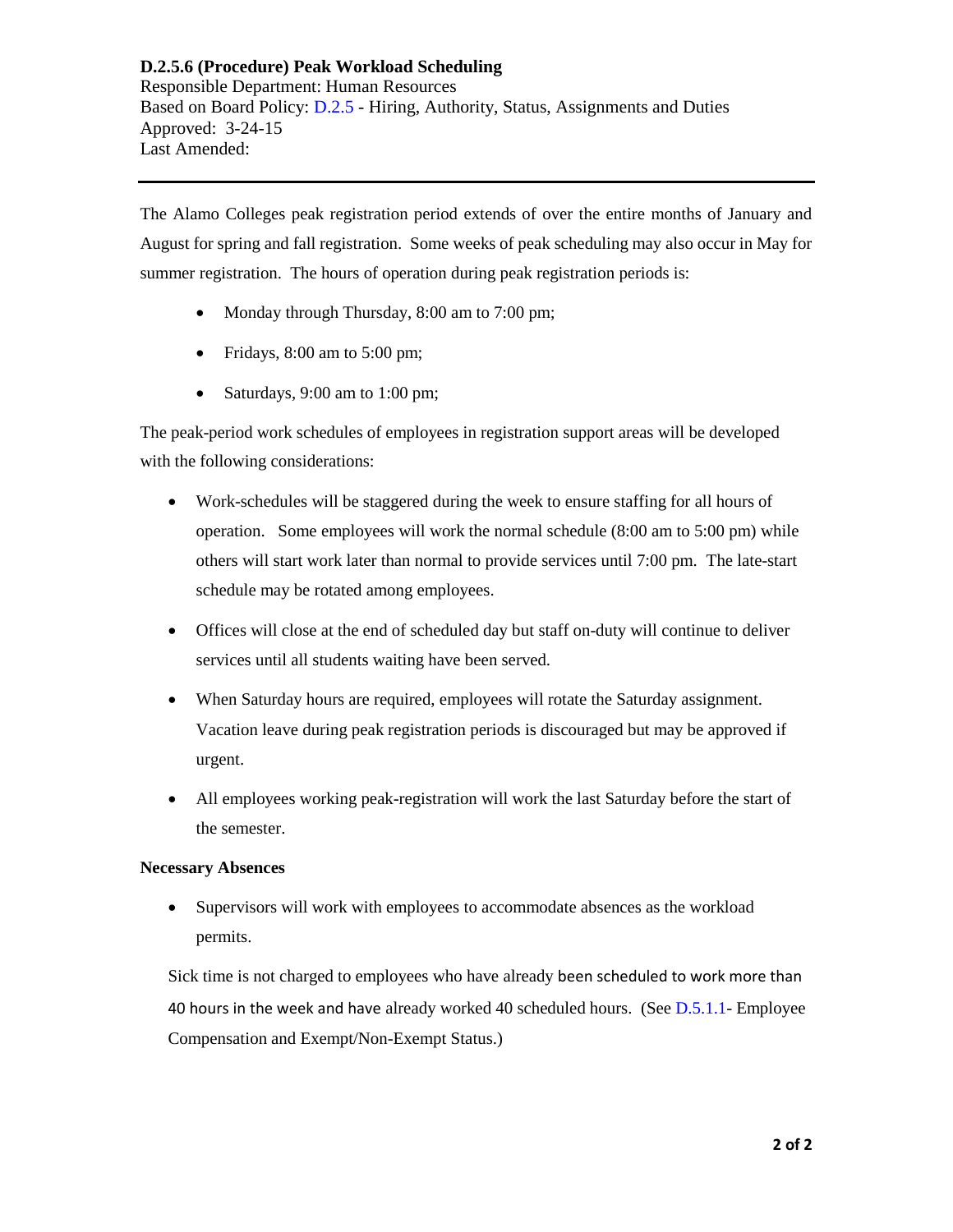**D.2.5.6 (Procedure) Peak Workload Scheduling**
Responsible Department: Human Resources
Based on Board Policy: D.2.5 - Hiring, Authority, Status, Assignments and Duties
Approved: 3-24-15
Last Amended:

---

The Alamo Colleges peak registration period extends of over the entire months of January and August for spring and fall registration. Some weeks of peak scheduling may also occur in May for summer registration. The hours of operation during peak registration periods is:

- Monday through Thursday, 8:00 am to 7:00 pm;
- Fridays, 8:00 am to 5:00 pm;
- Saturdays, 9:00 am to 1:00 pm;

The peak-period work schedules of employees in registration support areas will be developed with the following considerations:

- Work-schedules will be staggered during the week to ensure staffing for all hours of operation. Some employees will work the normal schedule (8:00 am to 5:00 pm) while others will start work later than normal to provide services until 7:00 pm. The late-start schedule may be rotated among employees.
- Offices will close at the end of scheduled day but staff on-duty will continue to deliver services until all students waiting have been served.
- When Saturday hours are required, employees will rotate the Saturday assignment. Vacation leave during peak registration periods is discouraged but may be approved if urgent.
- All employees working peak-registration will work the last Saturday before the start of the semester.

**Necessary Absences**

- Supervisors will work with employees to accommodate absences as the workload permits.

Sick time is not charged to employees who have already been scheduled to work more than 40 hours in the week and have already worked 40 scheduled hours. (See D.5.1.1- Employee Compensation and Exempt/Non-Exempt Status.)